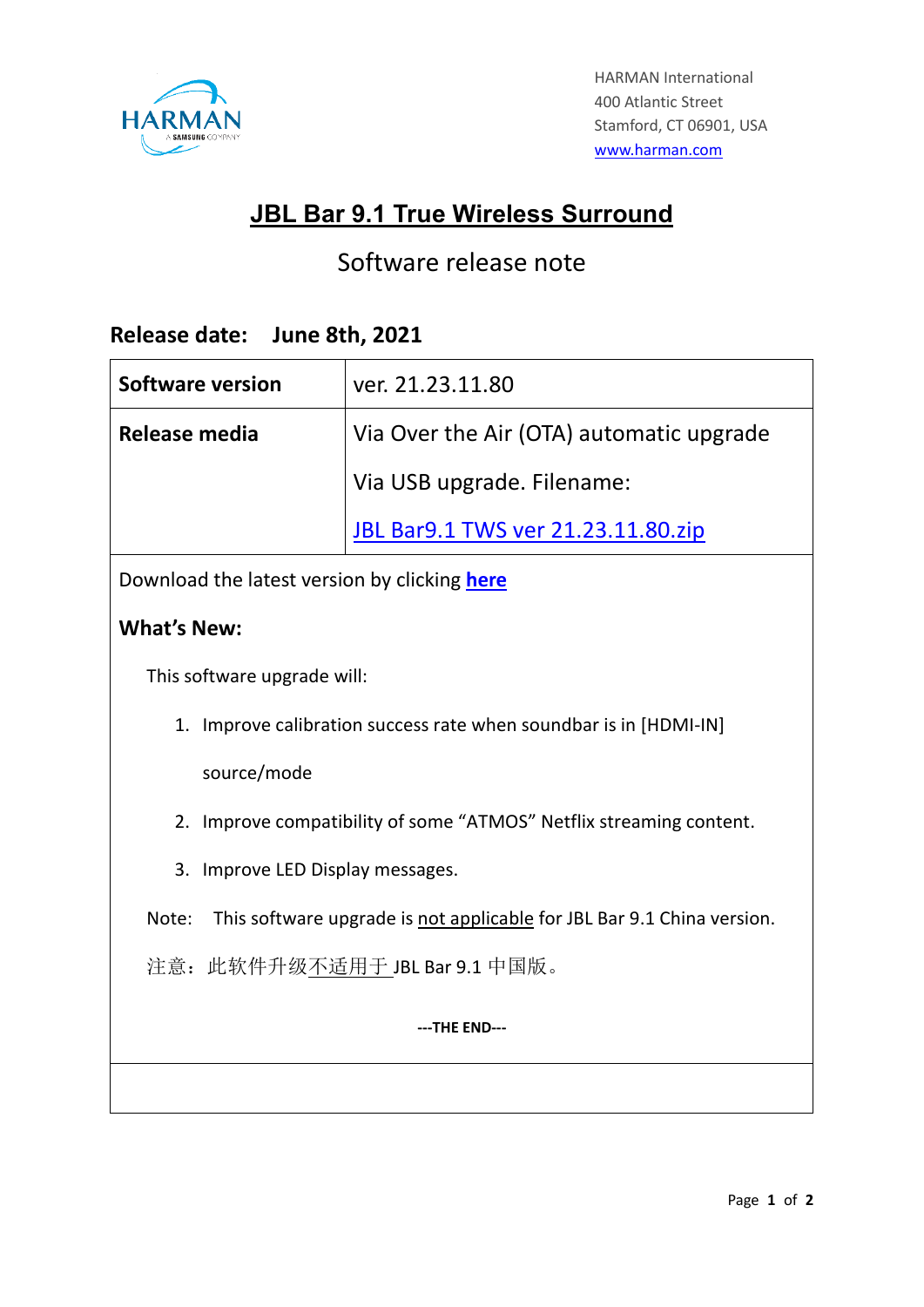HARMAN International
400 Atlantic Street
Stamford, CT 06901, USA
www.harman.com

# JBL Bar 9.1 True Wireless Surround

## Software release note

**Release date: June 8th, 2021**

| **Software version** | ver. 21.23.11.80 |
|---|---|
| **Release media** | Via Over the Air (OTA) automatic upgrade<br>Via USB upgrade. Filename:<br>JBL Bar9.1 TWS ver 21.23.11.80.zip |

Download the latest version by clicking **here**

**What's New:**

This software upgrade will:

1. Improve calibration success rate when soundbar is in [HDMI-IN] source/mode
2. Improve compatibility of some "ATMOS" Netflix streaming content.
3. Improve LED Display messages.

Note: This software upgrade is not applicable for JBL Bar 9.1 China version.

注意：此软件升级不适用于 JBL Bar 9.1 中国版。

**---THE END---**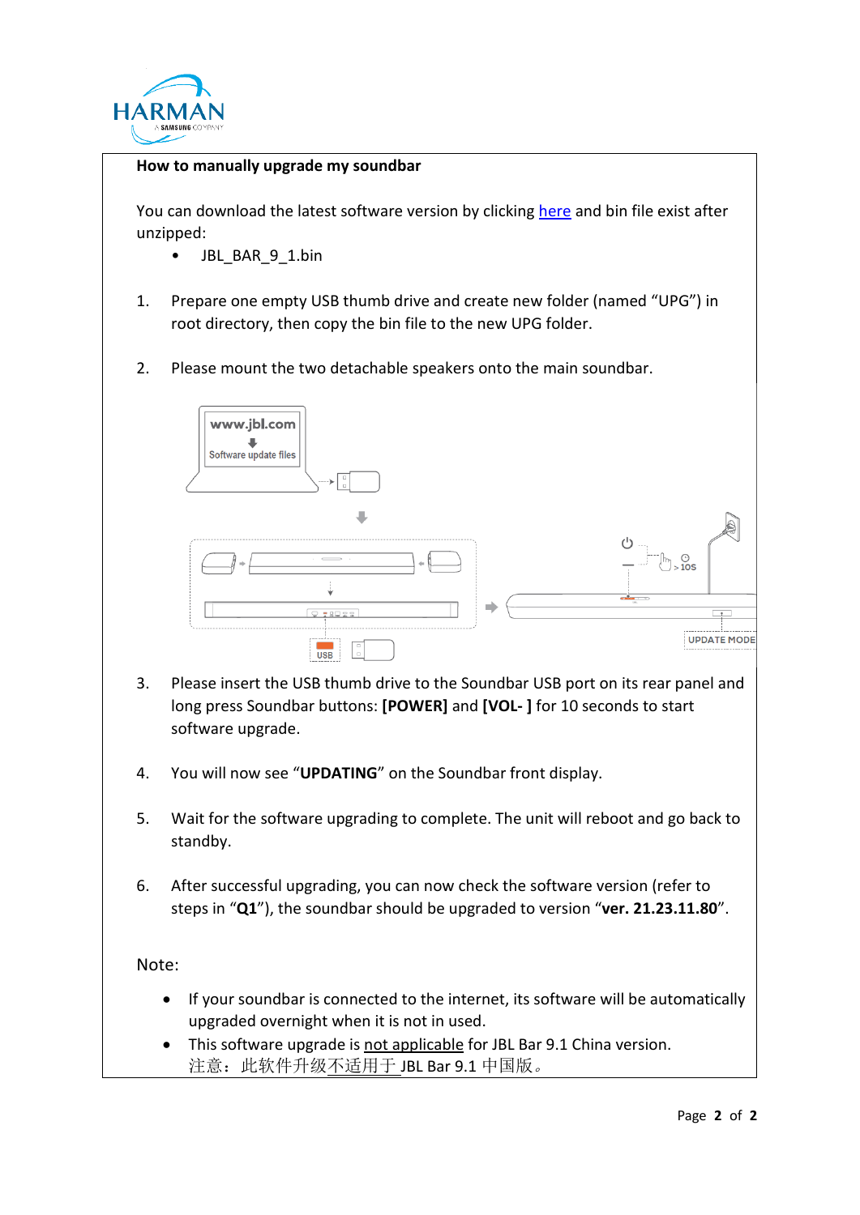**How to manually upgrade my soundbar**

You can download the latest software version by clicking here and bin file exist after unzipped:

- JBL_BAR_9_1.bin

1. Prepare one empty USB thumb drive and create new folder (named "UPG") in root directory, then copy the bin file to the new UPG folder.

2. Please mount the two detachable speakers onto the main soundbar.

www.jbl.com
Software update files
USB
> 10S
UPDATE MODE

3. Please insert the USB thumb drive to the Soundbar USB port on its rear panel and long press Soundbar buttons: **[POWER]** and **[VOL- ]** for 10 seconds to start software upgrade.

4. You will now see "**UPDATING**" on the Soundbar front display.

5. Wait for the software upgrading to complete. The unit will reboot and go back to standby.

6. After successful upgrading, you can now check the software version (refer to steps in "**Q1**"), the soundbar should be upgraded to version "**ver. 21.23.11.80**".

Note:

- If your soundbar is connected to the internet, its software will be automatically upgraded overnight when it is not in used.
- This software upgrade is not applicable for JBL Bar 9.1 China version.
  注意：此软件升级不适用于 JBL Bar 9.1 中国版。